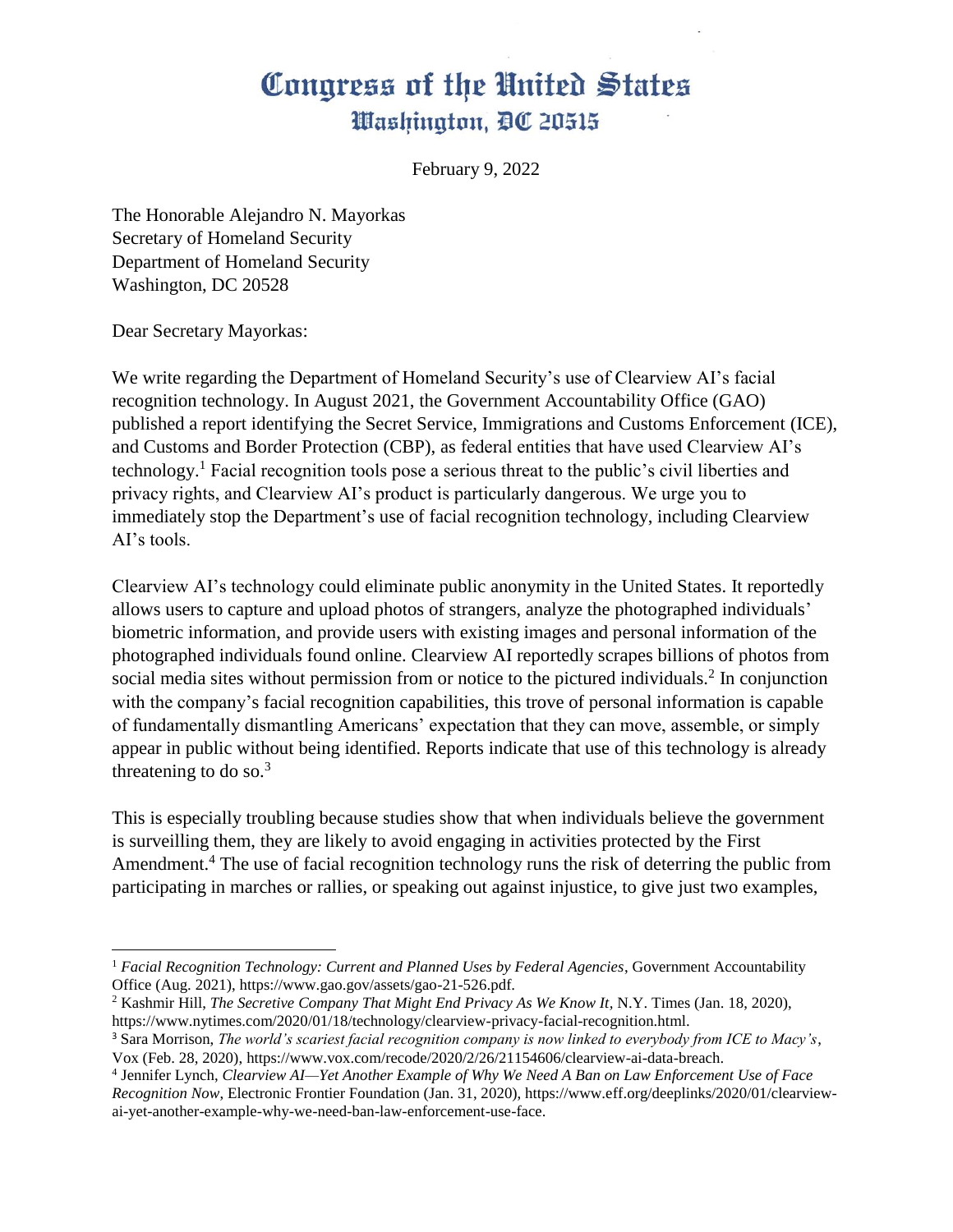# Congress of the United States
## Washington, DC 20515

February 9, 2022

The Honorable Alejandro N. Mayorkas
Secretary of Homeland Security
Department of Homeland Security
Washington, DC 20528

Dear Secretary Mayorkas:

We write regarding the Department of Homeland Security's use of Clearview AI's facial recognition technology. In August 2021, the Government Accountability Office (GAO) published a report identifying the Secret Service, Immigrations and Customs Enforcement (ICE), and Customs and Border Protection (CBP), as federal entities that have used Clearview AI's technology.[1] Facial recognition tools pose a serious threat to the public's civil liberties and privacy rights, and Clearview AI's product is particularly dangerous. We urge you to immediately stop the Department's use of facial recognition technology, including Clearview AI's tools.

Clearview AI's technology could eliminate public anonymity in the United States. It reportedly allows users to capture and upload photos of strangers, analyze the photographed individuals' biometric information, and provide users with existing images and personal information of the photographed individuals found online. Clearview AI reportedly scrapes billions of photos from social media sites without permission from or notice to the pictured individuals.[2] In conjunction with the company's facial recognition capabilities, this trove of personal information is capable of fundamentally dismantling Americans' expectation that they can move, assemble, or simply appear in public without being identified. Reports indicate that use of this technology is already threatening to do so.[3]

This is especially troubling because studies show that when individuals believe the government is surveilling them, they are likely to avoid engaging in activities protected by the First Amendment.[4] The use of facial recognition technology runs the risk of deterring the public from participating in marches or rallies, or speaking out against injustice, to give just two examples,

---

[1] *Facial Recognition Technology: Current and Planned Uses by Federal Agencies*, Government Accountability Office (Aug. 2021), https://www.gao.gov/assets/gao-21-526.pdf.

[2] Kashmir Hill, *The Secretive Company That Might End Privacy As We Know It*, N.Y. Times (Jan. 18, 2020), https://www.nytimes.com/2020/01/18/technology/clearview-privacy-facial-recognition.html.

[3] Sara Morrison, *The world's scariest facial recognition company is now linked to everybody from ICE to Macy's*, Vox (Feb. 28, 2020), https://www.vox.com/recode/2020/2/26/21154606/clearview-ai-data-breach.

[4] Jennifer Lynch, *Clearview AI—Yet Another Example of Why We Need A Ban on Law Enforcement Use of Face Recognition Now*, Electronic Frontier Foundation (Jan. 31, 2020), https://www.eff.org/deeplinks/2020/01/clearview-ai-yet-another-example-why-we-need-ban-law-enforcement-use-face.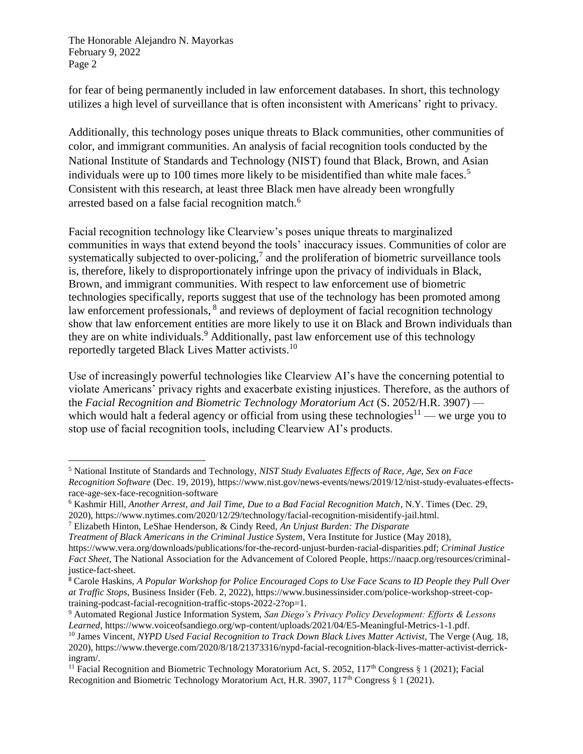for fear of being permanently included in law enforcement databases. In short, this technology utilizes a high level of surveillance that is often inconsistent with Americans' right to privacy.

Additionally, this technology poses unique threats to Black communities, other communities of color, and immigrant communities. An analysis of facial recognition tools conducted by the National Institute of Standards and Technology (NIST) found that Black, Brown, and Asian individuals were up to 100 times more likely to be misidentified than white male faces.[5] Consistent with this research, at least three Black men have already been wrongfully arrested based on a false facial recognition match.[6]

Facial recognition technology like Clearview's poses unique threats to marginalized communities in ways that extend beyond the tools' inaccuracy issues. Communities of color are systematically subjected to over-policing,[7] and the proliferation of biometric surveillance tools is, therefore, likely to disproportionately infringe upon the privacy of individuals in Black, Brown, and immigrant communities. With respect to law enforcement use of biometric technologies specifically, reports suggest that use of the technology has been promoted among law enforcement professionals, [8] and reviews of deployment of facial recognition technology show that law enforcement entities are more likely to use it on Black and Brown individuals than they are on white individuals.[9] Additionally, past law enforcement use of this technology reportedly targeted Black Lives Matter activists.[10]

Use of increasingly powerful technologies like Clearview AI's have the concerning potential to violate Americans' privacy rights and exacerbate existing injustices. Therefore, as the authors of the *Facial Recognition and Biometric Technology Moratorium Act* (S. 2052/H.R. 3907) — which would halt a federal agency or official from using these technologies[11] — we urge you to stop use of facial recognition tools, including Clearview AI's products.

---

[5] National Institute of Standards and Technology, *NIST Study Evaluates Effects of Race, Age, Sex on Face Recognition Software* (Dec. 19, 2019), https://www.nist.gov/news-events/news/2019/12/nist-study-evaluates-effects-race-age-sex-face-recognition-software

[6] Kashmir Hill, *Another Arrest, and Jail Time, Due to a Bad Facial Recognition Match*, N.Y. Times (Dec. 29, 2020), https://www.nytimes.com/2020/12/29/technology/facial-recognition-misidentify-jail.html.

[7] Elizabeth Hinton, LeShae Henderson, & Cindy Reed, *An Unjust Burden: The Disparate Treatment of Black Americans in the Criminal Justice System*, Vera Institute for Justice (May 2018), https://www.vera.org/downloads/publications/for-the-record-unjust-burden-racial-disparities.pdf; *Criminal Justice Fact Sheet*, The National Association for the Advancement of Colored People, https://naacp.org/resources/criminal-justice-fact-sheet.

[8] Carole Haskins, *A Popular Workshop for Police Encouraged Cops to Use Face Scans to ID People they Pull Over at Traffic Stops*, Business Insider (Feb. 2, 2022), https://www.businessinsider.com/police-workshop-street-cop-training-podcast-facial-recognition-traffic-stops-2022-2?op=1.

[9] Automated Regional Justice Information System, *San Diego's Privacy Policy Development: Efforts & Lessons Learned*, https://www.voiceofsandiego.org/wp-content/uploads/2021/04/E5-Meaningful-Metrics-1-1.pdf.

[10] James Vincent, *NYPD Used Facial Recognition to Track Down Black Lives Matter Activist*, The Verge (Aug. 18, 2020), https://www.theverge.com/2020/8/18/21373316/nypd-facial-recognition-black-lives-matter-activist-derrick-ingram/.

[11] Facial Recognition and Biometric Technology Moratorium Act, S. 2052, 117th Congress § 1 (2021); Facial Recognition and Biometric Technology Moratorium Act, H.R. 3907, 117th Congress § 1 (2021).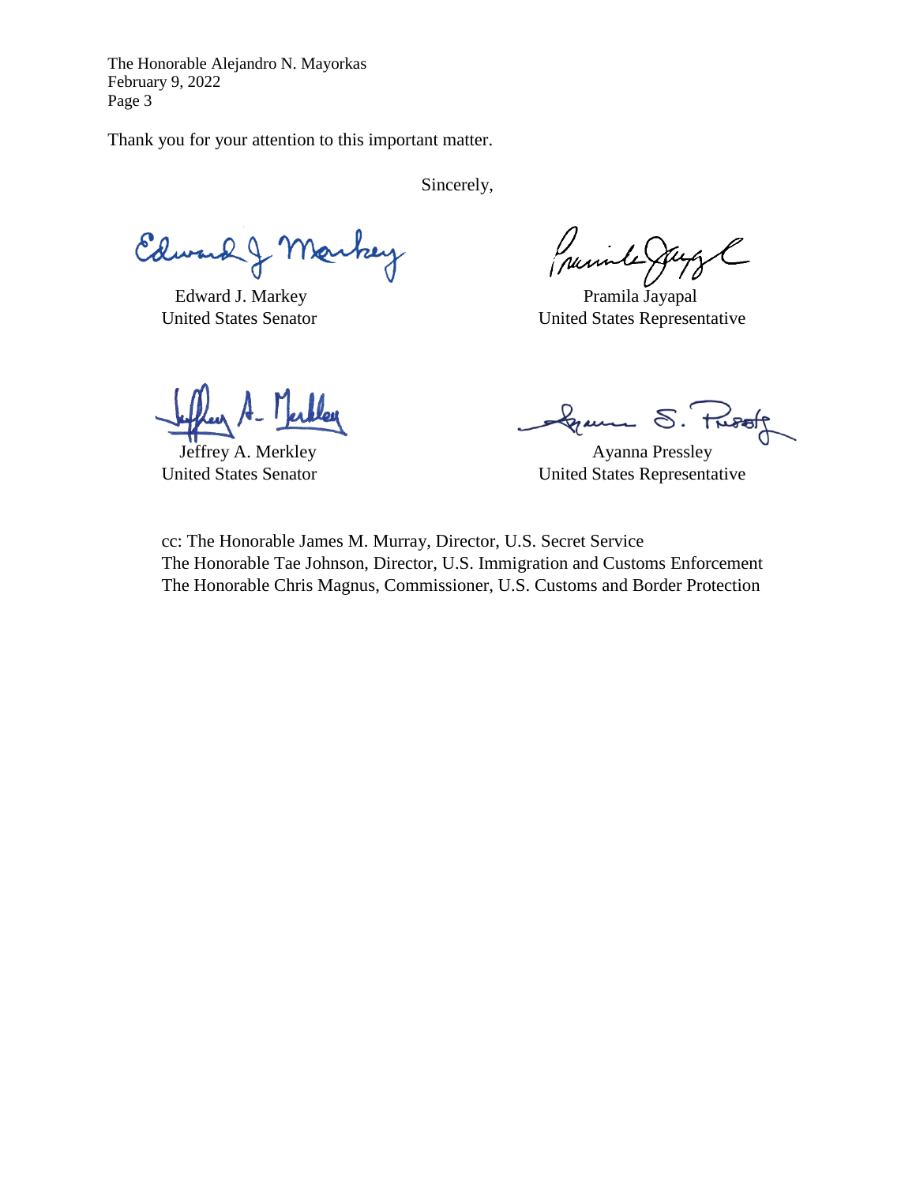The Honorable Alejandro N. Mayorkas
February 9, 2022

Thank you for your attention to this important matter.

Sincerely,

Edward J. Markey
United States Senator

Pramila Jayapal
United States Representative

Jeffrey A. Merkley
United States Senator

Ayanna Pressley
United States Representative

cc: The Honorable James M. Murray, Director, U.S. Secret Service
The Honorable Tae Johnson, Director, U.S. Immigration and Customs Enforcement
The Honorable Chris Magnus, Commissioner, U.S. Customs and Border Protection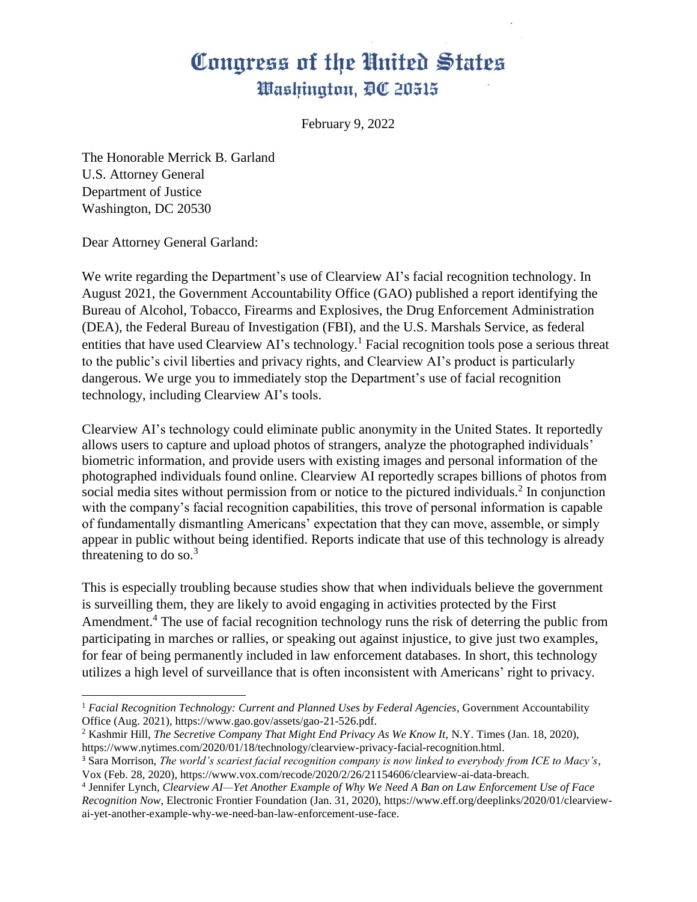# Congress of the United States
## Washington, DC 20515

February 9, 2022

The Honorable Merrick B. Garland
U.S. Attorney General
Department of Justice
Washington, DC 20530

Dear Attorney General Garland:

We write regarding the Department's use of Clearview AI's facial recognition technology. In August 2021, the Government Accountability Office (GAO) published a report identifying the Bureau of Alcohol, Tobacco, Firearms and Explosives, the Drug Enforcement Administration (DEA), the Federal Bureau of Investigation (FBI), and the U.S. Marshals Service, as federal entities that have used Clearview AI's technology.[1] Facial recognition tools pose a serious threat to the public's civil liberties and privacy rights, and Clearview AI's product is particularly dangerous. We urge you to immediately stop the Department's use of facial recognition technology, including Clearview AI's tools.

Clearview AI's technology could eliminate public anonymity in the United States. It reportedly allows users to capture and upload photos of strangers, analyze the photographed individuals' biometric information, and provide users with existing images and personal information of the photographed individuals found online. Clearview AI reportedly scrapes billions of photos from social media sites without permission from or notice to the pictured individuals.[2] In conjunction with the company's facial recognition capabilities, this trove of personal information is capable of fundamentally dismantling Americans' expectation that they can move, assemble, or simply appear in public without being identified. Reports indicate that use of this technology is already threatening to do so.[3]

This is especially troubling because studies show that when individuals believe the government is surveilling them, they are likely to avoid engaging in activities protected by the First Amendment.[4] The use of facial recognition technology runs the risk of deterring the public from participating in marches or rallies, or speaking out against injustice, to give just two examples, for fear of being permanently included in law enforcement databases. In short, this technology utilizes a high level of surveillance that is often inconsistent with Americans' right to privacy.

---

[1] *Facial Recognition Technology: Current and Planned Uses by Federal Agencies*, Government Accountability Office (Aug. 2021), https://www.gao.gov/assets/gao-21-526.pdf.

[2] Kashmir Hill, *The Secretive Company That Might End Privacy As We Know It,* N.Y. Times (Jan. 18, 2020), https://www.nytimes.com/2020/01/18/technology/clearview-privacy-facial-recognition.html.

[3] Sara Morrison, *The world's scariest facial recognition company is now linked to everybody from ICE to Macy's*, Vox (Feb. 28, 2020), https://www.vox.com/recode/2020/2/26/21154606/clearview-ai-data-breach.

[4] Jennifer Lynch, *Clearview AI—Yet Another Example of Why We Need A Ban on Law Enforcement Use of Face Recognition Now*, Electronic Frontier Foundation (Jan. 31, 2020), https://www.eff.org/deeplinks/2020/01/clearview-ai-yet-another-example-why-we-need-ban-law-enforcement-use-face.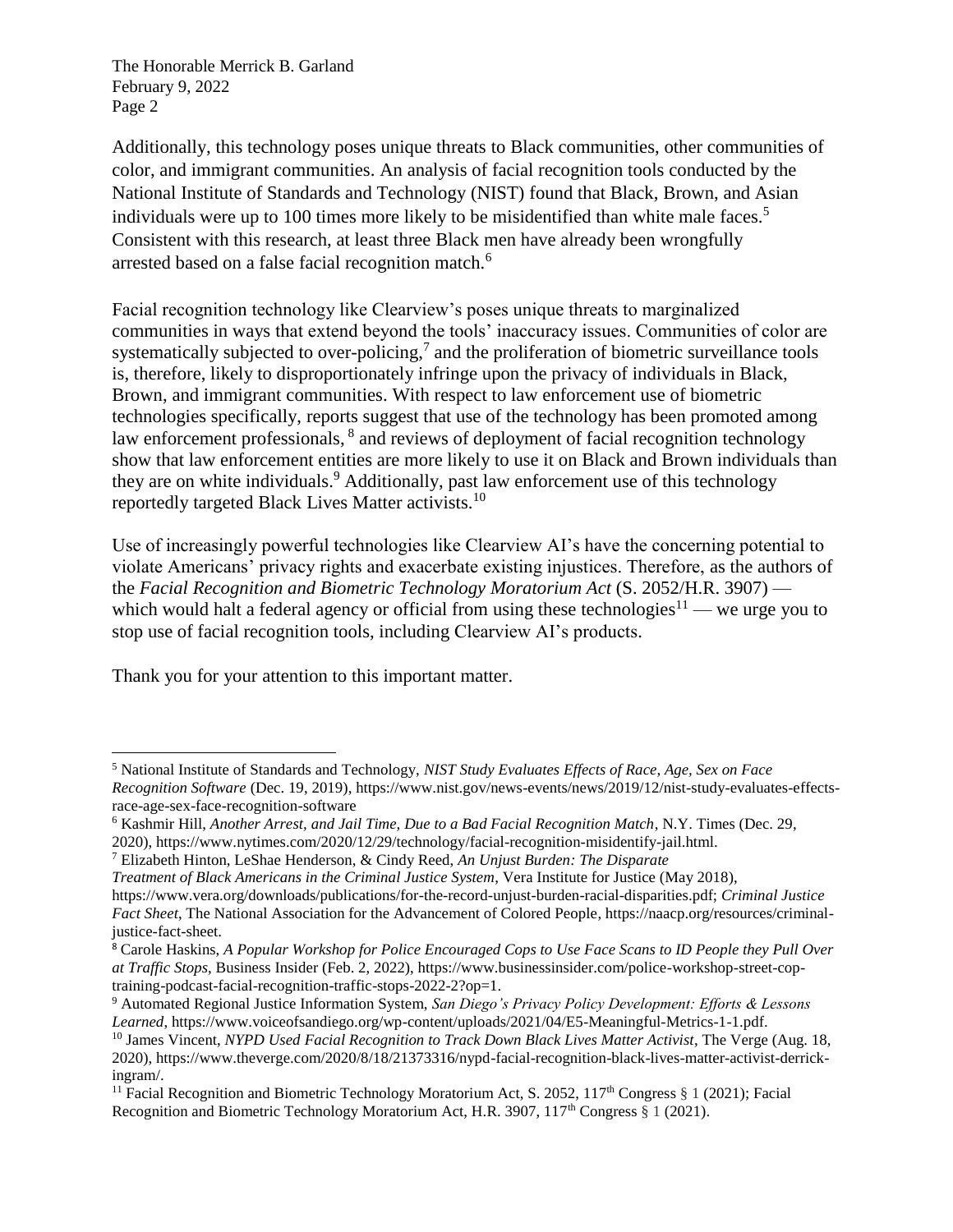Additionally, this technology poses unique threats to Black communities, other communities of color, and immigrant communities. An analysis of facial recognition tools conducted by the National Institute of Standards and Technology (NIST) found that Black, Brown, and Asian individuals were up to 100 times more likely to be misidentified than white male faces.[5] Consistent with this research, at least three Black men have already been wrongfully arrested based on a false facial recognition match.[6]

Facial recognition technology like Clearview's poses unique threats to marginalized communities in ways that extend beyond the tools' inaccuracy issues. Communities of color are systematically subjected to over-policing,[7] and the proliferation of biometric surveillance tools is, therefore, likely to disproportionately infringe upon the privacy of individuals in Black, Brown, and immigrant communities. With respect to law enforcement use of biometric technologies specifically, reports suggest that use of the technology has been promoted among law enforcement professionals,[8] and reviews of deployment of facial recognition technology show that law enforcement entities are more likely to use it on Black and Brown individuals than they are on white individuals.[9] Additionally, past law enforcement use of this technology reportedly targeted Black Lives Matter activists.[10]

Use of increasingly powerful technologies like Clearview AI's have the concerning potential to violate Americans' privacy rights and exacerbate existing injustices. Therefore, as the authors of the *Facial Recognition and Biometric Technology Moratorium Act* (S. 2052/H.R. 3907) — which would halt a federal agency or official from using these technologies[11] — we urge you to stop use of facial recognition tools, including Clearview AI's products.

Thank you for your attention to this important matter.

---

[5] National Institute of Standards and Technology, *NIST Study Evaluates Effects of Race, Age, Sex on Face Recognition Software* (Dec. 19, 2019), https://www.nist.gov/news-events/news/2019/12/nist-study-evaluates-effects-race-age-sex-face-recognition-software

[6] Kashmir Hill, *Another Arrest, and Jail Time, Due to a Bad Facial Recognition Match*, N.Y. Times (Dec. 29, 2020), https://www.nytimes.com/2020/12/29/technology/facial-recognition-misidentify-jail.html.

[7] Elizabeth Hinton, LeShae Henderson, & Cindy Reed, *An Unjust Burden: The Disparate Treatment of Black Americans in the Criminal Justice System*, Vera Institute for Justice (May 2018), https://www.vera.org/downloads/publications/for-the-record-unjust-burden-racial-disparities.pdf; *Criminal Justice Fact Sheet*, The National Association for the Advancement of Colored People, https://naacp.org/resources/criminal-justice-fact-sheet.

[8] Carole Haskins, *A Popular Workshop for Police Encouraged Cops to Use Face Scans to ID People they Pull Over at Traffic Stops*, Business Insider (Feb. 2, 2022), https://www.businessinsider.com/police-workshop-street-cop-training-podcast-facial-recognition-traffic-stops-2022-2?op=1.

[9] Automated Regional Justice Information System, *San Diego's Privacy Policy Development: Efforts & Lessons Learned*, https://www.voiceofsandiego.org/wp-content/uploads/2021/04/E5-Meaningful-Metrics-1-1.pdf.

[10] James Vincent, *NYPD Used Facial Recognition to Track Down Black Lives Matter Activist*, The Verge (Aug. 18, 2020), https://www.theverge.com/2020/8/18/21373316/nypd-facial-recognition-black-lives-matter-activist-derrick-ingram/.

[11] Facial Recognition and Biometric Technology Moratorium Act, S. 2052, 117th Congress § 1 (2021); Facial Recognition and Biometric Technology Moratorium Act, H.R. 3907, 117th Congress § 1 (2021).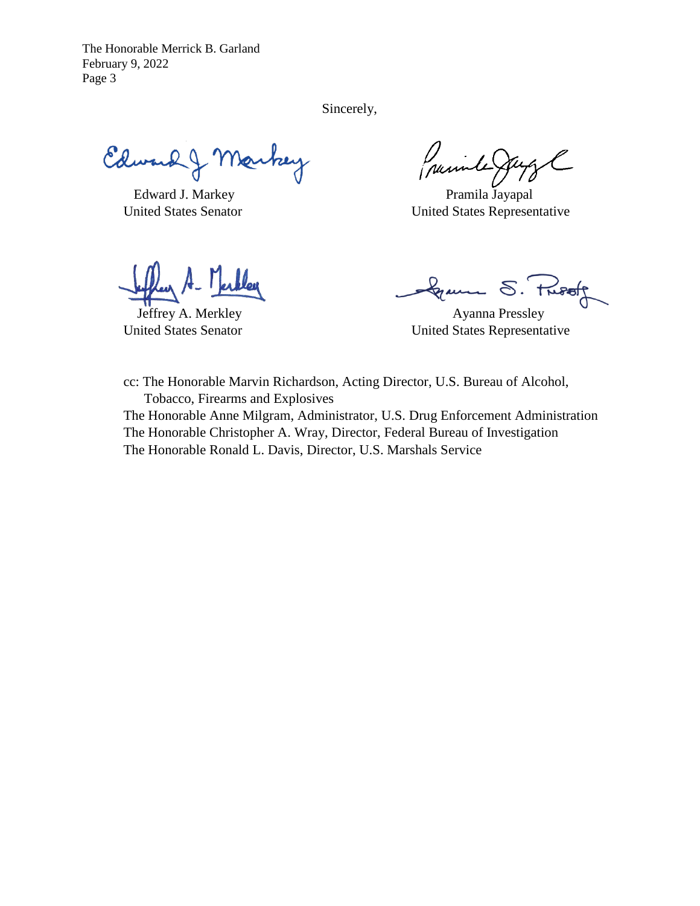Sincerely,

Edward J. Markey
United States Senator

Pramila Jayapal
United States Representative

Jeffrey A. Merkley
United States Senator

Ayanna Pressley
United States Representative

cc: The Honorable Marvin Richardson, Acting Director, U.S. Bureau of Alcohol, Tobacco, Firearms and Explosives
The Honorable Anne Milgram, Administrator, U.S. Drug Enforcement Administration
The Honorable Christopher A. Wray, Director, Federal Bureau of Investigation
The Honorable Ronald L. Davis, Director, U.S. Marshals Service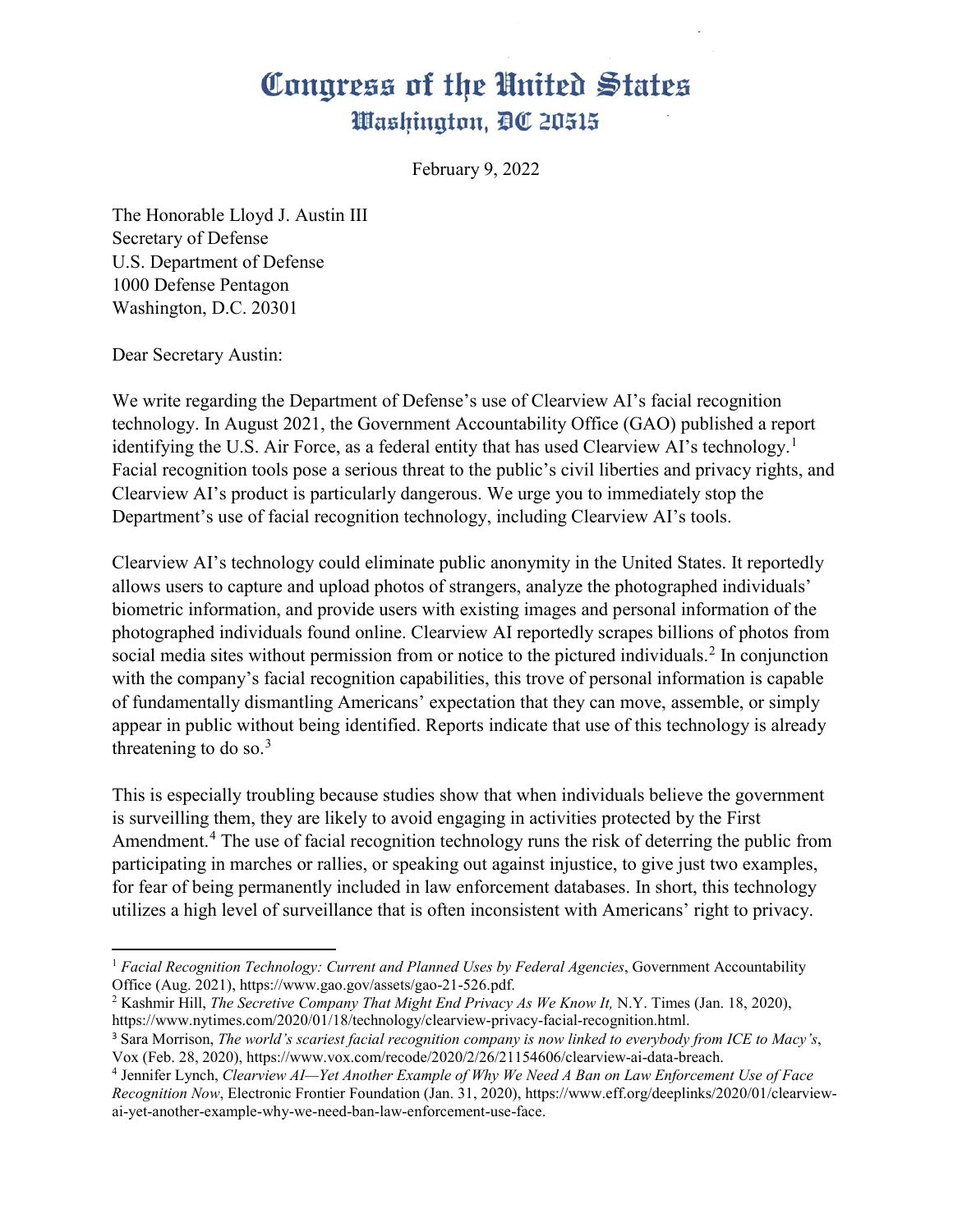# Congress of the United States
## Washington, DC 20515

February 9, 2022

The Honorable Lloyd J. Austin III
Secretary of Defense
U.S. Department of Defense
1000 Defense Pentagon
Washington, D.C. 20301

Dear Secretary Austin:

We write regarding the Department of Defense's use of Clearview AI's facial recognition technology. In August 2021, the Government Accountability Office (GAO) published a report identifying the U.S. Air Force, as a federal entity that has used Clearview AI's technology.[1] Facial recognition tools pose a serious threat to the public's civil liberties and privacy rights, and Clearview AI's product is particularly dangerous. We urge you to immediately stop the Department's use of facial recognition technology, including Clearview AI's tools.

Clearview AI's technology could eliminate public anonymity in the United States. It reportedly allows users to capture and upload photos of strangers, analyze the photographed individuals' biometric information, and provide users with existing images and personal information of the photographed individuals found online. Clearview AI reportedly scrapes billions of photos from social media sites without permission from or notice to the pictured individuals.[2] In conjunction with the company's facial recognition capabilities, this trove of personal information is capable of fundamentally dismantling Americans' expectation that they can move, assemble, or simply appear in public without being identified. Reports indicate that use of this technology is already threatening to do so.[3]

This is especially troubling because studies show that when individuals believe the government is surveilling them, they are likely to avoid engaging in activities protected by the First Amendment.[4] The use of facial recognition technology runs the risk of deterring the public from participating in marches or rallies, or speaking out against injustice, to give just two examples, for fear of being permanently included in law enforcement databases. In short, this technology utilizes a high level of surveillance that is often inconsistent with Americans' right to privacy.

---

[1] *Facial Recognition Technology: Current and Planned Uses by Federal Agencies*, Government Accountability Office (Aug. 2021), https://www.gao.gov/assets/gao-21-526.pdf.

[2] Kashmir Hill, *The Secretive Company That Might End Privacy As We Know It,* N.Y. Times (Jan. 18, 2020), https://www.nytimes.com/2020/01/18/technology/clearview-privacy-facial-recognition.html.

[3] Sara Morrison, *The world's scariest facial recognition company is now linked to everybody from ICE to Macy's*, Vox (Feb. 28, 2020), https://www.vox.com/recode/2020/2/26/21154606/clearview-ai-data-breach.

[4] Jennifer Lynch, *Clearview AI—Yet Another Example of Why We Need A Ban on Law Enforcement Use of Face Recognition Now*, Electronic Frontier Foundation (Jan. 31, 2020), https://www.eff.org/deeplinks/2020/01/clearview-ai-yet-another-example-why-we-need-ban-law-enforcement-use-face.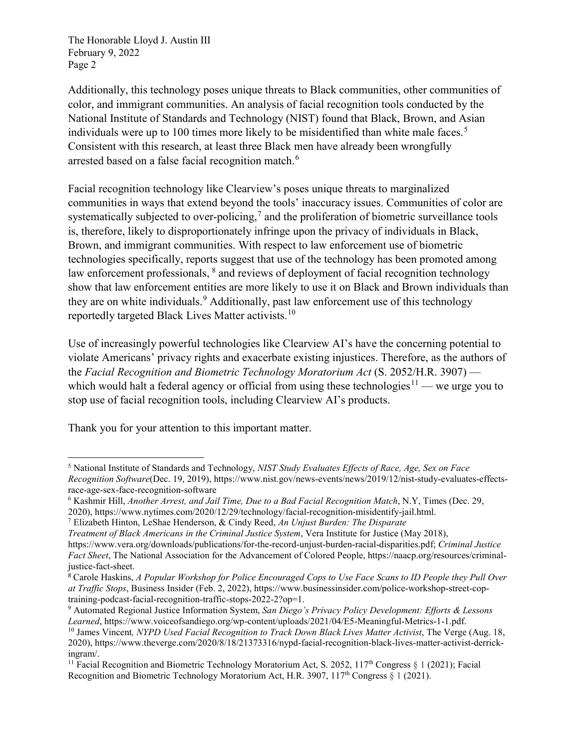Additionally, this technology poses unique threats to Black communities, other communities of color, and immigrant communities. An analysis of facial recognition tools conducted by the National Institute of Standards and Technology (NIST) found that Black, Brown, and Asian individuals were up to 100 times more likely to be misidentified than white male faces.[5] Consistent with this research, at least three Black men have already been wrongfully arrested based on a false facial recognition match.[6]

Facial recognition technology like Clearview's poses unique threats to marginalized communities in ways that extend beyond the tools' inaccuracy issues. Communities of color are systematically subjected to over-policing,[7] and the proliferation of biometric surveillance tools is, therefore, likely to disproportionately infringe upon the privacy of individuals in Black, Brown, and immigrant communities. With respect to law enforcement use of biometric technologies specifically, reports suggest that use of the technology has been promoted among law enforcement professionals, [8] and reviews of deployment of facial recognition technology show that law enforcement entities are more likely to use it on Black and Brown individuals than they are on white individuals.[9] Additionally, past law enforcement use of this technology reportedly targeted Black Lives Matter activists.[10]

Use of increasingly powerful technologies like Clearview AI's have the concerning potential to violate Americans' privacy rights and exacerbate existing injustices. Therefore, as the authors of the *Facial Recognition and Biometric Technology Moratorium Act* (S. 2052/H.R. 3907) — which would halt a federal agency or official from using these technologies[11] — we urge you to stop use of facial recognition tools, including Clearview AI's products.

Thank you for your attention to this important matter.

---

[5] National Institute of Standards and Technology, *NIST Study Evaluates Effects of Race, Age, Sex on Face Recognition Software*(Dec. 19, 2019), https://www.nist.gov/news-events/news/2019/12/nist-study-evaluates-effects-race-age-sex-face-recognition-software

[6] Kashmir Hill, *Another Arrest, and Jail Time, Due to a Bad Facial Recognition Match*, N.Y, Times (Dec. 29, 2020), https://www.nytimes.com/2020/12/29/technology/facial-recognition-misidentify-jail.html.

[7] Elizabeth Hinton, LeShae Henderson, & Cindy Reed, *An Unjust Burden: The Disparate Treatment of Black Americans in the Criminal Justice System*, Vera Institute for Justice (May 2018), https://www.vera.org/downloads/publications/for-the-record-unjust-burden-racial-disparities.pdf; *Criminal Justice Fact Sheet*, The National Association for the Advancement of Colored People, https://naacp.org/resources/criminal-justice-fact-sheet.

[8] Carole Haskins, *A Popular Workshop for Police Encouraged Cops to Use Face Scans to ID People they Pull Over at Traffic Stops*, Business Insider (Feb. 2, 2022), https://www.businessinsider.com/police-workshop-street-cop-training-podcast-facial-recognition-traffic-stops-2022-2?op=1.

[9] Automated Regional Justice Information System, *San Diego's Privacy Policy Development: Efforts & Lessons Learned*, https://www.voiceofsandiego.org/wp-content/uploads/2021/04/E5-Meaningful-Metrics-1-1.pdf.

[10] James Vincent*, NYPD Used Facial Recognition to Track Down Black Lives Matter Activist*, The Verge (Aug. 18, 2020), https://www.theverge.com/2020/8/18/21373316/nypd-facial-recognition-black-lives-matter-activist-derrick-ingram/.

[11] Facial Recognition and Biometric Technology Moratorium Act, S. 2052, 117th Congress § 1 (2021); Facial Recognition and Biometric Technology Moratorium Act, H.R. 3907, 117th Congress § 1 (2021).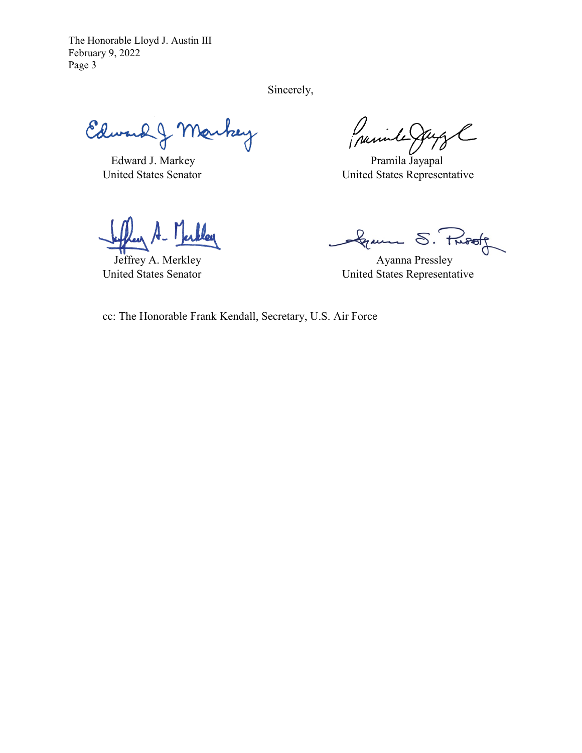Sincerely,

Edward J. Markey
United States Senator

Pramila Jayapal
United States Representative

Jeffrey A. Merkley
United States Senator

Ayanna Pressley
United States Representative

cc: The Honorable Frank Kendall, Secretary, U.S. Air Force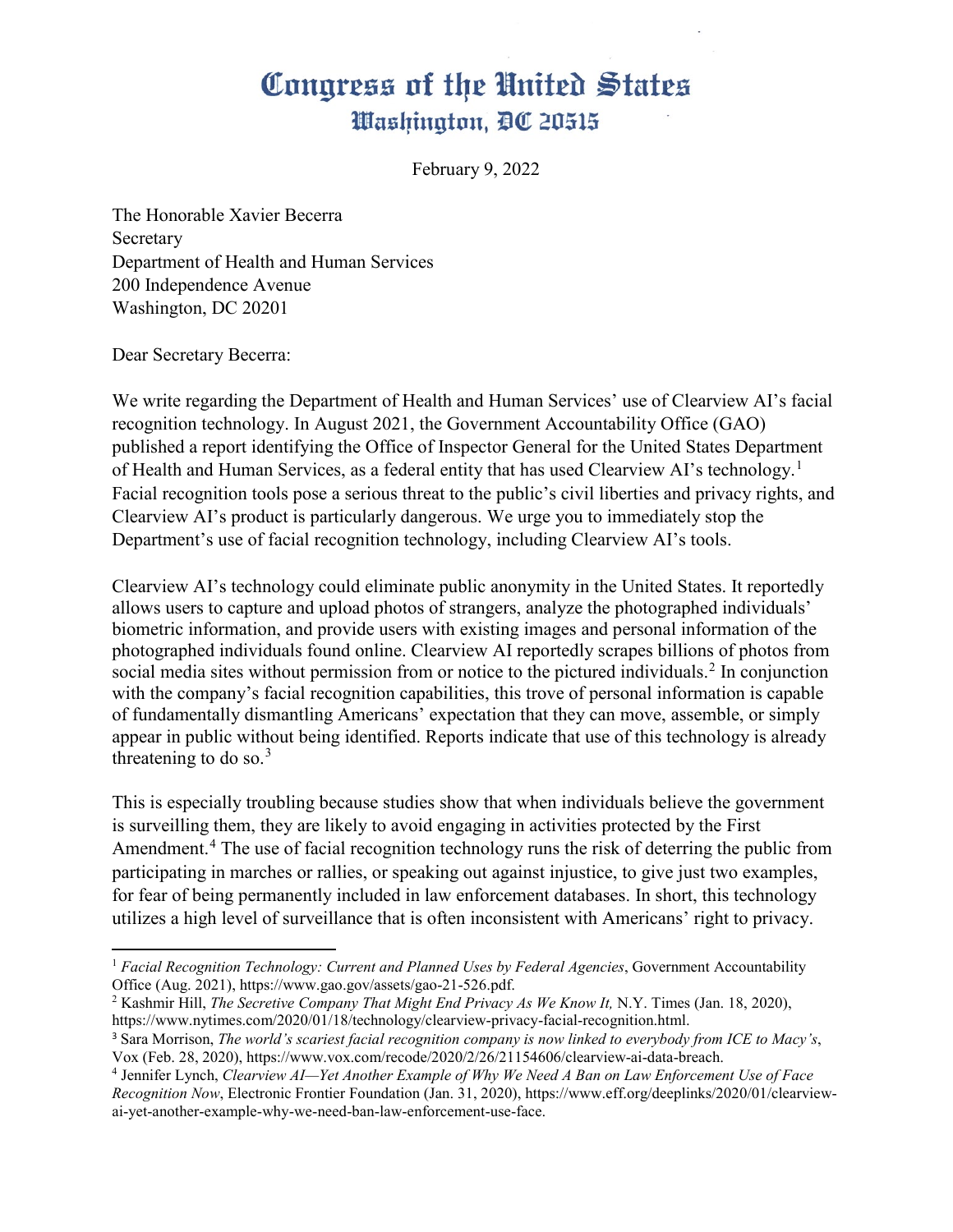# Congress of the United States
## Washington, DC 20515

February 9, 2022

The Honorable Xavier Becerra
Secretary
Department of Health and Human Services
200 Independence Avenue
Washington, DC 20201

Dear Secretary Becerra:

We write regarding the Department of Health and Human Services' use of Clearview AI's facial recognition technology. In August 2021, the Government Accountability Office (GAO) published a report identifying the Office of Inspector General for the United States Department of Health and Human Services, as a federal entity that has used Clearview AI's technology.[1] Facial recognition tools pose a serious threat to the public's civil liberties and privacy rights, and Clearview AI's product is particularly dangerous. We urge you to immediately stop the Department's use of facial recognition technology, including Clearview AI's tools.

Clearview AI's technology could eliminate public anonymity in the United States. It reportedly allows users to capture and upload photos of strangers, analyze the photographed individuals' biometric information, and provide users with existing images and personal information of the photographed individuals found online. Clearview AI reportedly scrapes billions of photos from social media sites without permission from or notice to the pictured individuals.[2] In conjunction with the company's facial recognition capabilities, this trove of personal information is capable of fundamentally dismantling Americans' expectation that they can move, assemble, or simply appear in public without being identified. Reports indicate that use of this technology is already threatening to do so.[3]

This is especially troubling because studies show that when individuals believe the government is surveilling them, they are likely to avoid engaging in activities protected by the First Amendment.[4] The use of facial recognition technology runs the risk of deterring the public from participating in marches or rallies, or speaking out against injustice, to give just two examples, for fear of being permanently included in law enforcement databases. In short, this technology utilizes a high level of surveillance that is often inconsistent with Americans' right to privacy.

---

[1] *Facial Recognition Technology: Current and Planned Uses by Federal Agencies*, Government Accountability Office (Aug. 2021), https://www.gao.gov/assets/gao-21-526.pdf.

[2] Kashmir Hill, *The Secretive Company That Might End Privacy As We Know It,* N.Y. Times (Jan. 18, 2020), https://www.nytimes.com/2020/01/18/technology/clearview-privacy-facial-recognition.html.

[3] Sara Morrison, *The world's scariest facial recognition company is now linked to everybody from ICE to Macy's*, Vox (Feb. 28, 2020), https://www.vox.com/recode/2020/2/26/21154606/clearview-ai-data-breach.

[4] Jennifer Lynch, *Clearview AI—Yet Another Example of Why We Need A Ban on Law Enforcement Use of Face Recognition Now*, Electronic Frontier Foundation (Jan. 31, 2020), https://www.eff.org/deeplinks/2020/01/clearview-ai-yet-another-example-why-we-need-ban-law-enforcement-use-face.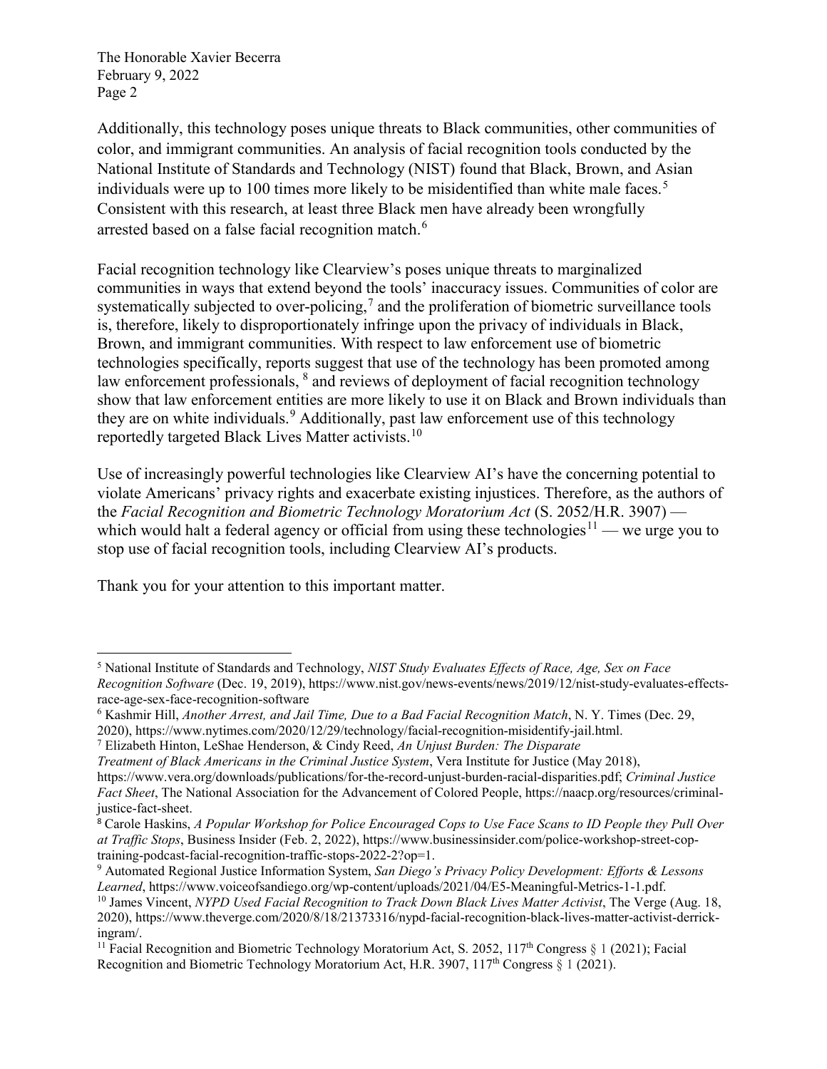Additionally, this technology poses unique threats to Black communities, other communities of color, and immigrant communities. An analysis of facial recognition tools conducted by the National Institute of Standards and Technology (NIST) found that Black, Brown, and Asian individuals were up to 100 times more likely to be misidentified than white male faces.[5] Consistent with this research, at least three Black men have already been wrongfully arrested based on a false facial recognition match.[6]

Facial recognition technology like Clearview's poses unique threats to marginalized communities in ways that extend beyond the tools' inaccuracy issues. Communities of color are systematically subjected to over-policing,[7] and the proliferation of biometric surveillance tools is, therefore, likely to disproportionately infringe upon the privacy of individuals in Black, Brown, and immigrant communities. With respect to law enforcement use of biometric technologies specifically, reports suggest that use of the technology has been promoted among law enforcement professionals, [8] and reviews of deployment of facial recognition technology show that law enforcement entities are more likely to use it on Black and Brown individuals than they are on white individuals.[9] Additionally, past law enforcement use of this technology reportedly targeted Black Lives Matter activists.[10]

Use of increasingly powerful technologies like Clearview AI's have the concerning potential to violate Americans' privacy rights and exacerbate existing injustices. Therefore, as the authors of the *Facial Recognition and Biometric Technology Moratorium Act* (S. 2052/H.R. 3907) — which would halt a federal agency or official from using these technologies[11] — we urge you to stop use of facial recognition tools, including Clearview AI's products.

Thank you for your attention to this important matter.

---

[5] National Institute of Standards and Technology, *NIST Study Evaluates Effects of Race, Age, Sex on Face Recognition Software* (Dec. 19, 2019), https://www.nist.gov/news-events/news/2019/12/nist-study-evaluates-effects-race-age-sex-face-recognition-software

[6] Kashmir Hill, *Another Arrest, and Jail Time, Due to a Bad Facial Recognition Match*, N. Y. Times (Dec. 29, 2020), https://www.nytimes.com/2020/12/29/technology/facial-recognition-misidentify-jail.html.

[7] Elizabeth Hinton, LeShae Henderson, & Cindy Reed, *An Unjust Burden: The Disparate Treatment of Black Americans in the Criminal Justice System*, Vera Institute for Justice (May 2018), https://www.vera.org/downloads/publications/for-the-record-unjust-burden-racial-disparities.pdf; *Criminal Justice Fact Sheet*, The National Association for the Advancement of Colored People, https://naacp.org/resources/criminal-justice-fact-sheet.

[8] Carole Haskins, *A Popular Workshop for Police Encouraged Cops to Use Face Scans to ID People they Pull Over at Traffic Stops*, Business Insider (Feb. 2, 2022), https://www.businessinsider.com/police-workshop-street-cop-training-podcast-facial-recognition-traffic-stops-2022-2?op=1.

[9] Automated Regional Justice Information System, *San Diego's Privacy Policy Development: Efforts & Lessons Learned*, https://www.voiceofsandiego.org/wp-content/uploads/2021/04/E5-Meaningful-Metrics-1-1.pdf.

[10] James Vincent, *NYPD Used Facial Recognition to Track Down Black Lives Matter Activist*, The Verge (Aug. 18, 2020), https://www.theverge.com/2020/8/18/21373316/nypd-facial-recognition-black-lives-matter-activist-derrick-ingram/.

[11] Facial Recognition and Biometric Technology Moratorium Act, S. 2052, 117th Congress § 1 (2021); Facial Recognition and Biometric Technology Moratorium Act, H.R. 3907, 117th Congress § 1 (2021).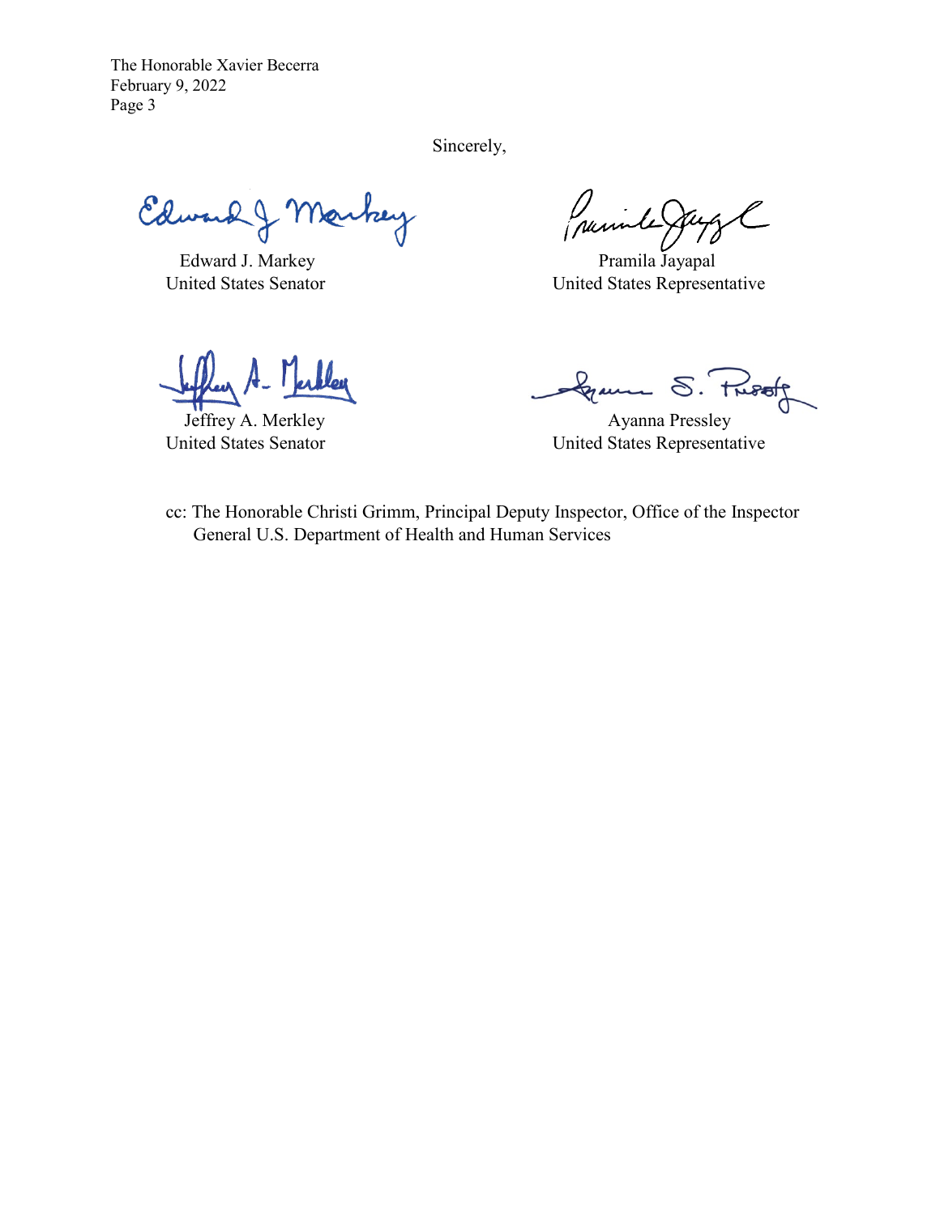Sincerely,

Edward J. Markey
United States Senator

Pramila Jayapal
United States Representative

Jeffrey A. Merkley
United States Senator

Ayanna Pressley
United States Representative

cc: The Honorable Christi Grimm, Principal Deputy Inspector, Office of the Inspector General U.S. Department of Health and Human Services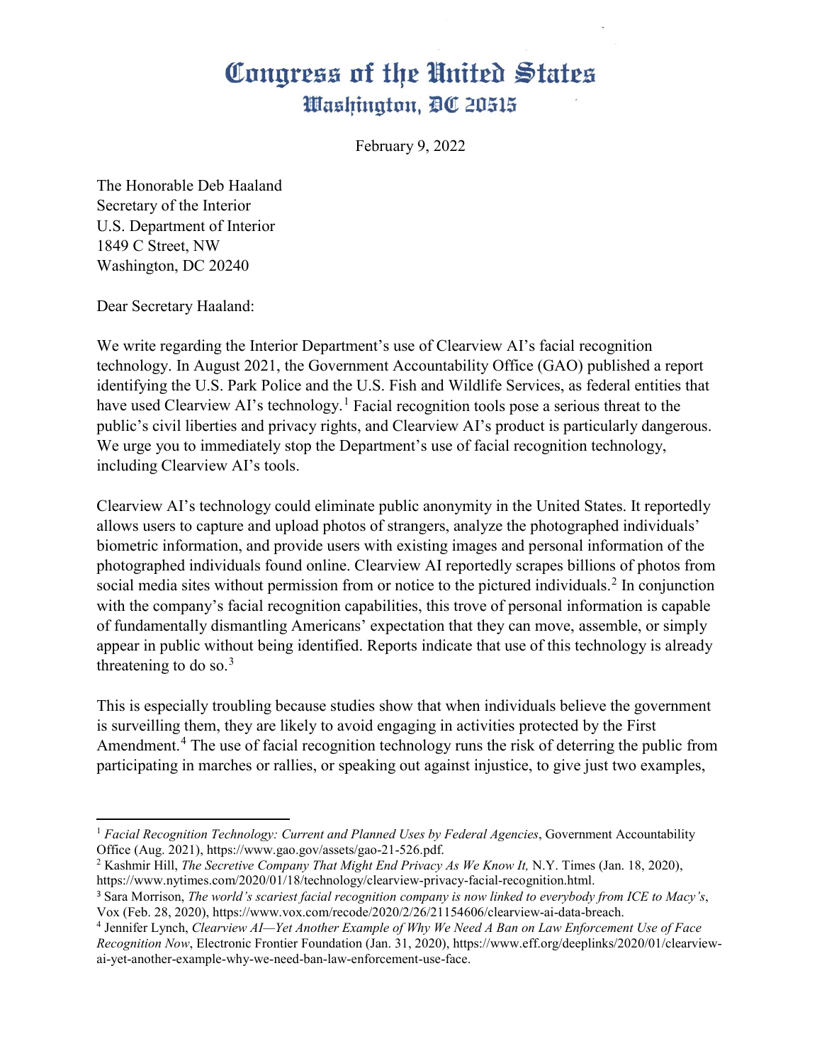# Congress of the United States
## Washington, DC 20515

February 9, 2022

The Honorable Deb Haaland
Secretary of the Interior
U.S. Department of Interior
1849 C Street, NW
Washington, DC 20240

Dear Secretary Haaland:

We write regarding the Interior Department's use of Clearview AI's facial recognition technology. In August 2021, the Government Accountability Office (GAO) published a report identifying the U.S. Park Police and the U.S. Fish and Wildlife Services, as federal entities that have used Clearview AI's technology.[1] Facial recognition tools pose a serious threat to the public's civil liberties and privacy rights, and Clearview AI's product is particularly dangerous. We urge you to immediately stop the Department's use of facial recognition technology, including Clearview AI's tools.

Clearview AI's technology could eliminate public anonymity in the United States. It reportedly allows users to capture and upload photos of strangers, analyze the photographed individuals' biometric information, and provide users with existing images and personal information of the photographed individuals found online. Clearview AI reportedly scrapes billions of photos from social media sites without permission from or notice to the pictured individuals.[2] In conjunction with the company's facial recognition capabilities, this trove of personal information is capable of fundamentally dismantling Americans' expectation that they can move, assemble, or simply appear in public without being identified. Reports indicate that use of this technology is already threatening to do so.[3]

This is especially troubling because studies show that when individuals believe the government is surveilling them, they are likely to avoid engaging in activities protected by the First Amendment.[4] The use of facial recognition technology runs the risk of deterring the public from participating in marches or rallies, or speaking out against injustice, to give just two examples,

---

[1] *Facial Recognition Technology: Current and Planned Uses by Federal Agencies*, Government Accountability Office (Aug. 2021), https://www.gao.gov/assets/gao-21-526.pdf.

[2] Kashmir Hill, *The Secretive Company That Might End Privacy As We Know It,* N.Y. Times (Jan. 18, 2020), https://www.nytimes.com/2020/01/18/technology/clearview-privacy-facial-recognition.html.

[3] Sara Morrison, *The world's scariest facial recognition company is now linked to everybody from ICE to Macy's*, Vox (Feb. 28, 2020), https://www.vox.com/recode/2020/2/26/21154606/clearview-ai-data-breach.

[4] Jennifer Lynch, *Clearview AI—Yet Another Example of Why We Need A Ban on Law Enforcement Use of Face Recognition Now*, Electronic Frontier Foundation (Jan. 31, 2020), https://www.eff.org/deeplinks/2020/01/clearview-ai-yet-another-example-why-we-need-ban-law-enforcement-use-face.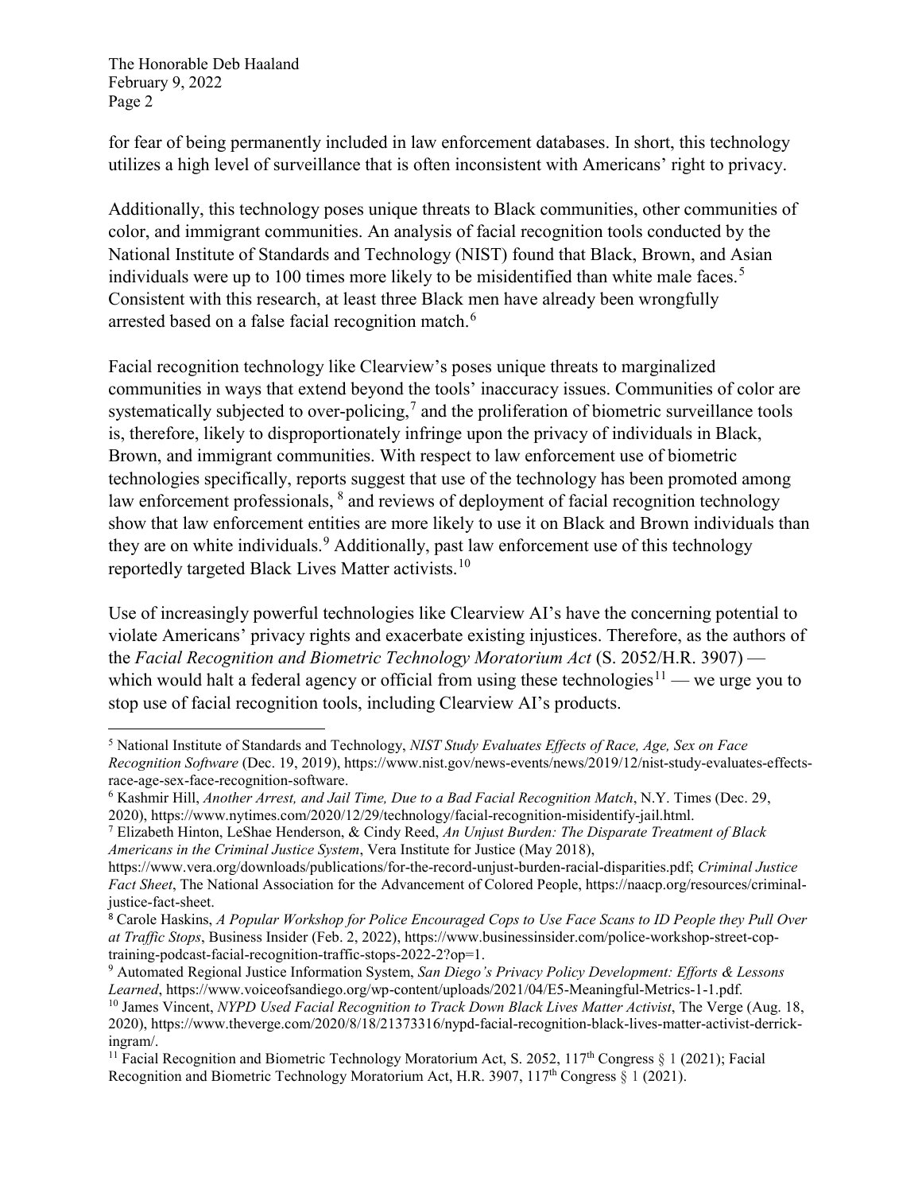for fear of being permanently included in law enforcement databases. In short, this technology utilizes a high level of surveillance that is often inconsistent with Americans' right to privacy.

Additionally, this technology poses unique threats to Black communities, other communities of color, and immigrant communities. An analysis of facial recognition tools conducted by the National Institute of Standards and Technology (NIST) found that Black, Brown, and Asian individuals were up to 100 times more likely to be misidentified than white male faces.[5] Consistent with this research, at least three Black men have already been wrongfully arrested based on a false facial recognition match.[6]

Facial recognition technology like Clearview's poses unique threats to marginalized communities in ways that extend beyond the tools' inaccuracy issues. Communities of color are systematically subjected to over-policing,[7] and the proliferation of biometric surveillance tools is, therefore, likely to disproportionately infringe upon the privacy of individuals in Black, Brown, and immigrant communities. With respect to law enforcement use of biometric technologies specifically, reports suggest that use of the technology has been promoted among law enforcement professionals, [8] and reviews of deployment of facial recognition technology show that law enforcement entities are more likely to use it on Black and Brown individuals than they are on white individuals.[9] Additionally, past law enforcement use of this technology reportedly targeted Black Lives Matter activists.[10]

Use of increasingly powerful technologies like Clearview AI's have the concerning potential to violate Americans' privacy rights and exacerbate existing injustices. Therefore, as the authors of the *Facial Recognition and Biometric Technology Moratorium Act* (S. 2052/H.R. 3907) — which would halt a federal agency or official from using these technologies[11] — we urge you to stop use of facial recognition tools, including Clearview AI's products.

---

[5] National Institute of Standards and Technology, *NIST Study Evaluates Effects of Race, Age, Sex on Face Recognition Software* (Dec. 19, 2019), https://www.nist.gov/news-events/news/2019/12/nist-study-evaluates-effects-race-age-sex-face-recognition-software.

[6] Kashmir Hill, *Another Arrest, and Jail Time, Due to a Bad Facial Recognition Match*, N.Y. Times (Dec. 29, 2020), https://www.nytimes.com/2020/12/29/technology/facial-recognition-misidentify-jail.html.

[7] Elizabeth Hinton, LeShae Henderson, & Cindy Reed, *An Unjust Burden: The Disparate Treatment of Black Americans in the Criminal Justice System*, Vera Institute for Justice (May 2018), https://www.vera.org/downloads/publications/for-the-record-unjust-burden-racial-disparities.pdf; *Criminal Justice Fact Sheet*, The National Association for the Advancement of Colored People, https://naacp.org/resources/criminal-justice-fact-sheet.

[8] Carole Haskins, *A Popular Workshop for Police Encouraged Cops to Use Face Scans to ID People they Pull Over at Traffic Stops*, Business Insider (Feb. 2, 2022), https://www.businessinsider.com/police-workshop-street-cop-training-podcast-facial-recognition-traffic-stops-2022-2?op=1.

[9] Automated Regional Justice Information System, *San Diego's Privacy Policy Development: Efforts & Lessons Learned*, https://www.voiceofsandiego.org/wp-content/uploads/2021/04/E5-Meaningful-Metrics-1-1.pdf.

[10] James Vincent, *NYPD Used Facial Recognition to Track Down Black Lives Matter Activist*, The Verge (Aug. 18, 2020), https://www.theverge.com/2020/8/18/21373316/nypd-facial-recognition-black-lives-matter-activist-derrick-ingram/.

[11] Facial Recognition and Biometric Technology Moratorium Act, S. 2052, 117th Congress § 1 (2021); Facial Recognition and Biometric Technology Moratorium Act, H.R. 3907, 117th Congress § 1 (2021).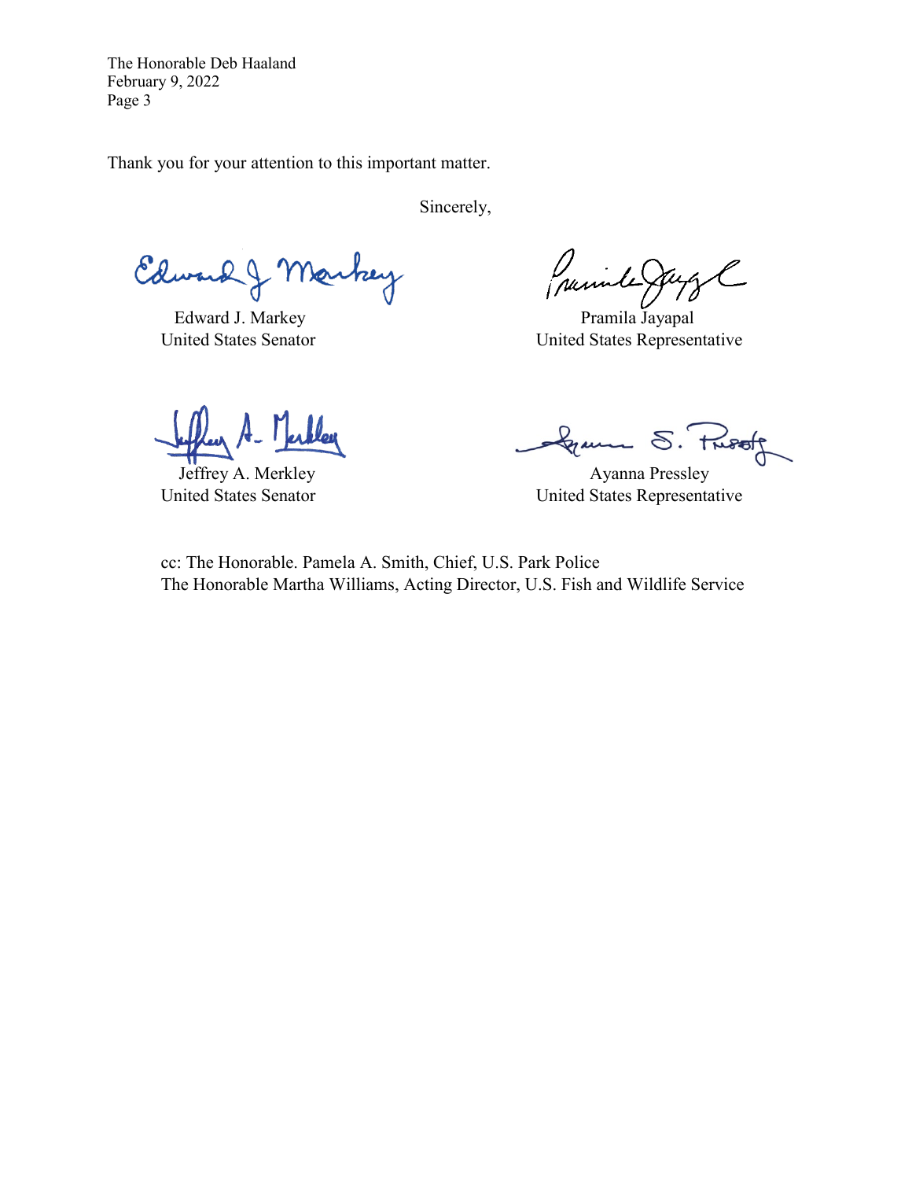The Honorable Deb Haaland
February 9, 2022
Page 3

Thank you for your attention to this important matter.

Sincerely,

Edward J. Markey
United States Senator

Pramila Jayapal
United States Representative

Jeffrey A. Merkley
United States Senator

Ayanna Pressley
United States Representative

cc: The Honorable. Pamela A. Smith, Chief, U.S. Park Police
The Honorable Martha Williams, Acting Director, U.S. Fish and Wildlife Service